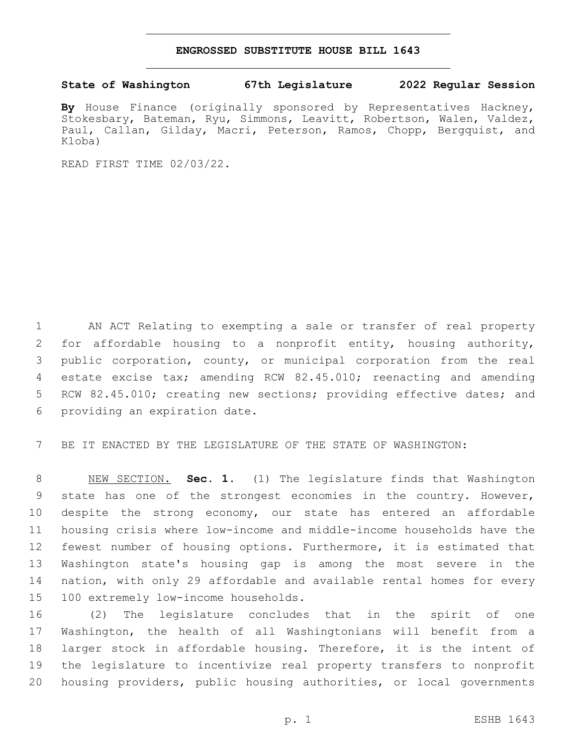# ENGROSSED SUBSTITUTE HOUSE BILL 1643

**State of Washington 67th Legislature 2022 Regular Session**

**By** House Finance (originally sponsored by Representatives Hackney, Stokesbary, Bateman, Ryu, Simmons, Leavitt, Robertson, Walen, Valdez, Paul, Callan, Gilday, Macri, Peterson, Ramos, Chopp, Bergquist, and Kloba)

READ FIRST TIME 02/03/22.

AN ACT Relating to exempting a sale or transfer of real property for affordable housing to a nonprofit entity, housing authority, public corporation, county, or municipal corporation from the real estate excise tax; amending RCW 82.45.010; reenacting and amending RCW 82.45.010; creating new sections; providing effective dates; and providing an expiration date.

BE IT ENACTED BY THE LEGISLATURE OF THE STATE OF WASHINGTON:

NEW SECTION. **Sec. 1.** (1) The legislature finds that Washington state has one of the strongest economies in the country. However, despite the strong economy, our state has entered an affordable housing crisis where low-income and middle-income households have the fewest number of housing options. Furthermore, it is estimated that Washington state's housing gap is among the most severe in the nation, with only 29 affordable and available rental homes for every 100 extremely low-income households.

(2) The legislature concludes that in the spirit of one Washington, the health of all Washingtonians will benefit from a larger stock in affordable housing. Therefore, it is the intent of the legislature to incentivize real property transfers to nonprofit housing providers, public housing authorities, or local governments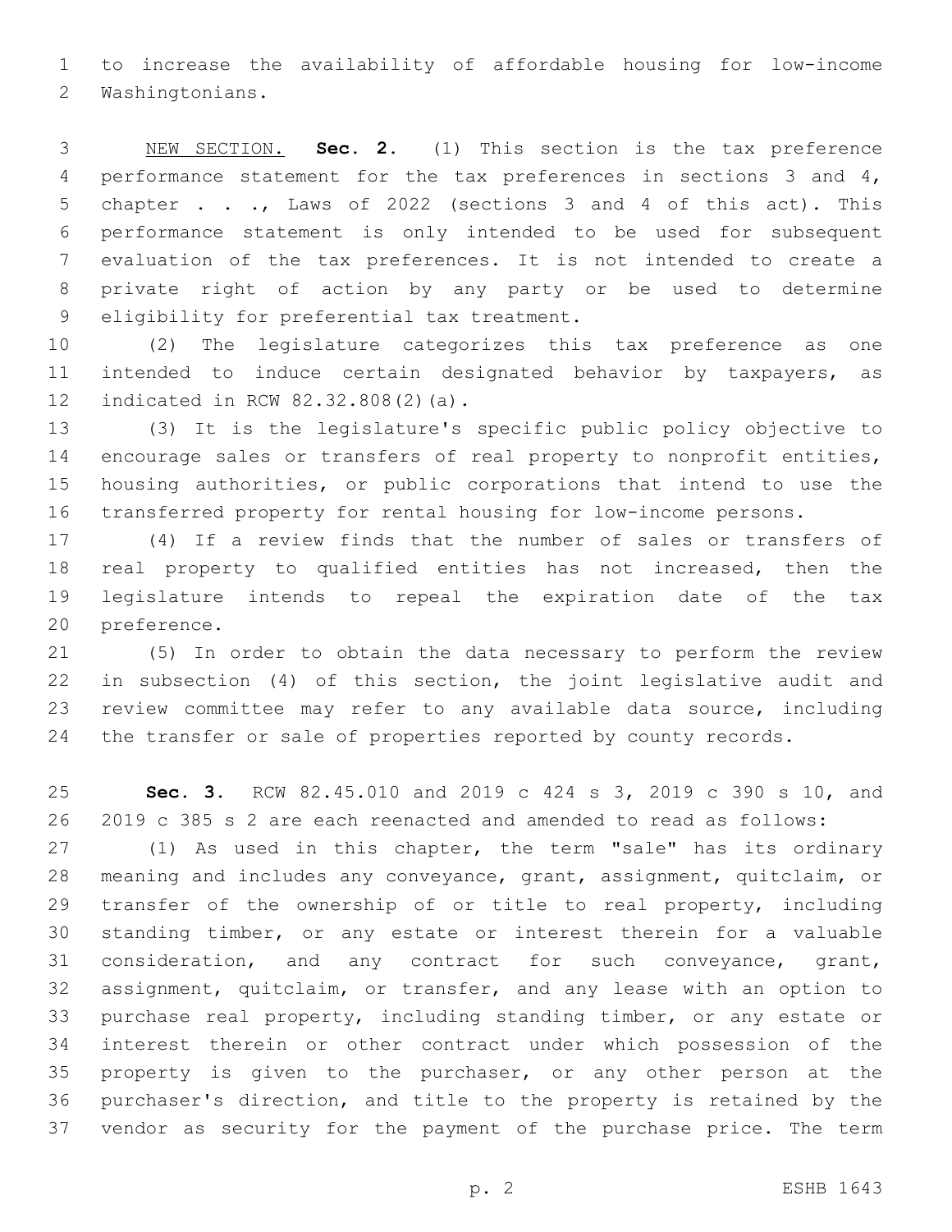to increase the availability of affordable housing for low-income Washingtonians.

NEW SECTION. **Sec. 2.** (1) This section is the tax preference performance statement for the tax preferences in sections 3 and 4, chapter . . ., Laws of 2022 (sections 3 and 4 of this act). This performance statement is only intended to be used for subsequent evaluation of the tax preferences. It is not intended to create a private right of action by any party or be used to determine eligibility for preferential tax treatment.

(2) The legislature categorizes this tax preference as one intended to induce certain designated behavior by taxpayers, as indicated in RCW 82.32.808(2)(a).

(3) It is the legislature's specific public policy objective to encourage sales or transfers of real property to nonprofit entities, housing authorities, or public corporations that intend to use the transferred property for rental housing for low-income persons.

(4) If a review finds that the number of sales or transfers of real property to qualified entities has not increased, then the legislature intends to repeal the expiration date of the tax preference.

(5) In order to obtain the data necessary to perform the review in subsection (4) of this section, the joint legislative audit and review committee may refer to any available data source, including the transfer or sale of properties reported by county records.

**Sec. 3.** RCW 82.45.010 and 2019 c 424 s 3, 2019 c 390 s 10, and 2019 c 385 s 2 are each reenacted and amended to read as follows:

(1) As used in this chapter, the term "sale" has its ordinary meaning and includes any conveyance, grant, assignment, quitclaim, or transfer of the ownership of or title to real property, including standing timber, or any estate or interest therein for a valuable consideration, and any contract for such conveyance, grant, assignment, quitclaim, or transfer, and any lease with an option to purchase real property, including standing timber, or any estate or interest therein or other contract under which possession of the property is given to the purchaser, or any other person at the purchaser's direction, and title to the property is retained by the vendor as security for the payment of the purchase price. The term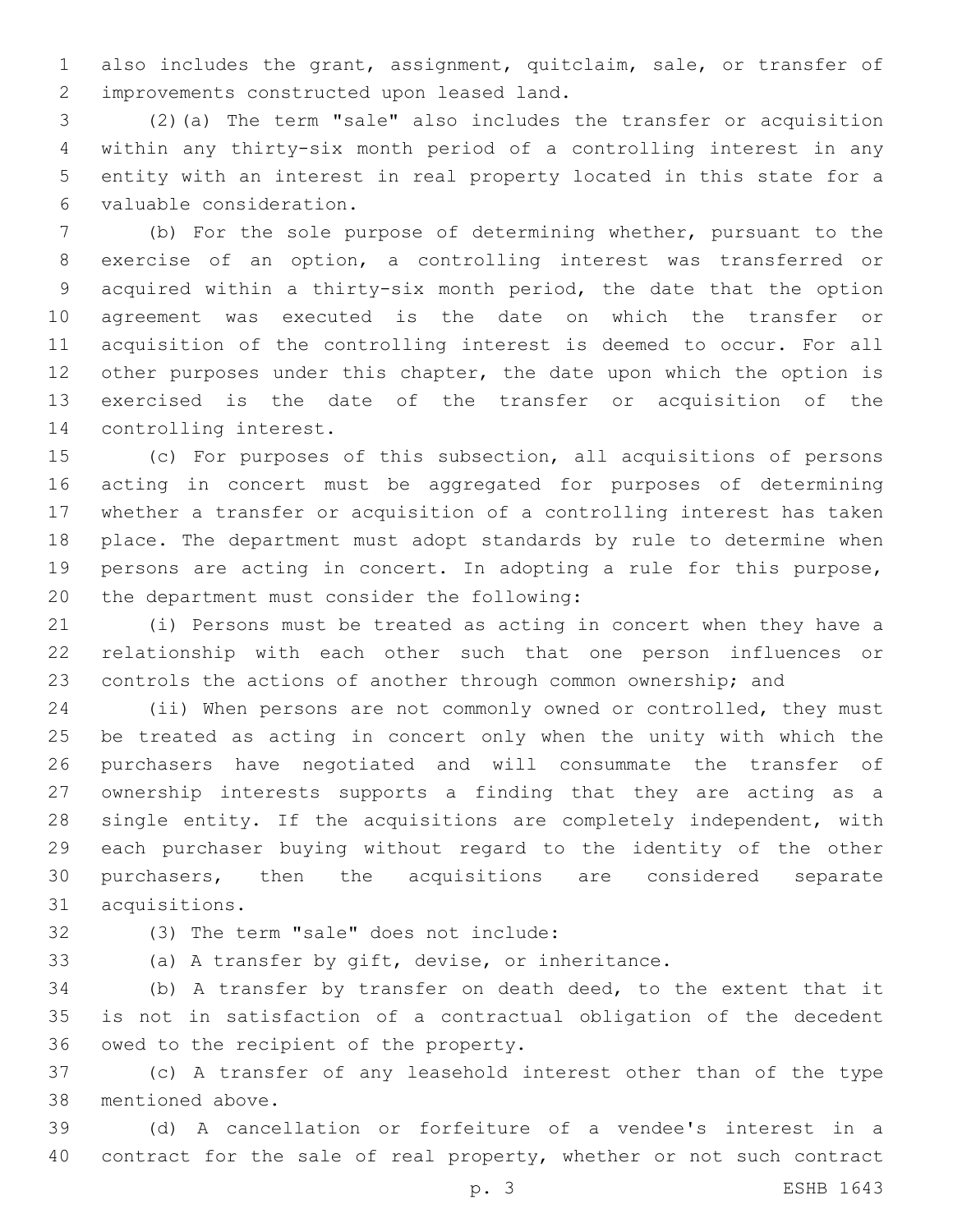also includes the grant, assignment, quitclaim, sale, or transfer of improvements constructed upon leased land.

(2)(a) The term "sale" also includes the transfer or acquisition within any thirty-six month period of a controlling interest in any entity with an interest in real property located in this state for a valuable consideration.

(b) For the sole purpose of determining whether, pursuant to the exercise of an option, a controlling interest was transferred or acquired within a thirty-six month period, the date that the option agreement was executed is the date on which the transfer or acquisition of the controlling interest is deemed to occur. For all other purposes under this chapter, the date upon which the option is exercised is the date of the transfer or acquisition of the controlling interest.

(c) For purposes of this subsection, all acquisitions of persons acting in concert must be aggregated for purposes of determining whether a transfer or acquisition of a controlling interest has taken place. The department must adopt standards by rule to determine when persons are acting in concert. In adopting a rule for this purpose, the department must consider the following:

(i) Persons must be treated as acting in concert when they have a relationship with each other such that one person influences or controls the actions of another through common ownership; and

(ii) When persons are not commonly owned or controlled, they must be treated as acting in concert only when the unity with which the purchasers have negotiated and will consummate the transfer of ownership interests supports a finding that they are acting as a single entity. If the acquisitions are completely independent, with each purchaser buying without regard to the identity of the other purchasers, then the acquisitions are considered separate acquisitions.

(3) The term "sale" does not include:

(a) A transfer by gift, devise, or inheritance.

(b) A transfer by transfer on death deed, to the extent that it is not in satisfaction of a contractual obligation of the decedent owed to the recipient of the property.

(c) A transfer of any leasehold interest other than of the type mentioned above.

(d) A cancellation or forfeiture of a vendee's interest in a contract for the sale of real property, whether or not such contract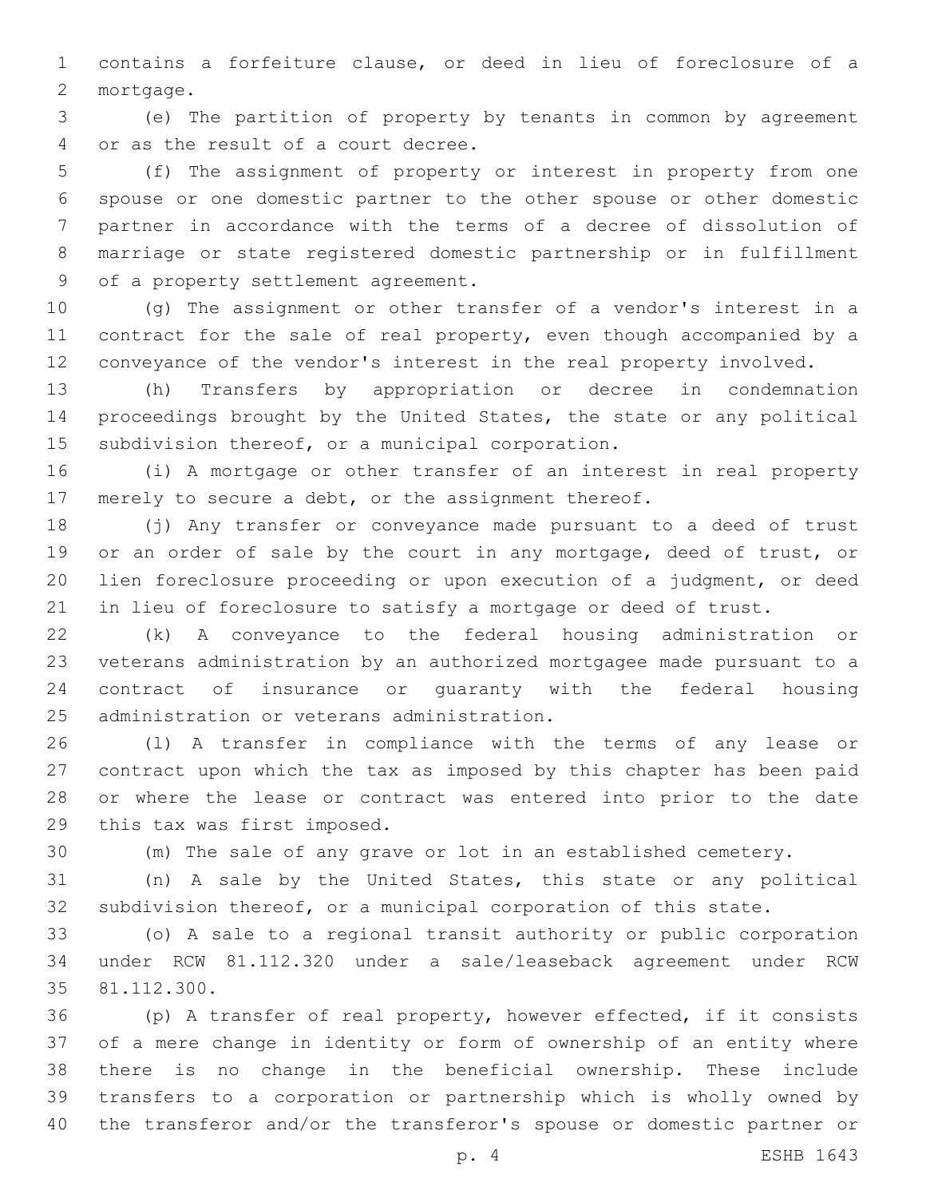contains a forfeiture clause, or deed in lieu of foreclosure of a mortgage.

(e) The partition of property by tenants in common by agreement or as the result of a court decree.

(f) The assignment of property or interest in property from one spouse or one domestic partner to the other spouse or other domestic partner in accordance with the terms of a decree of dissolution of marriage or state registered domestic partnership or in fulfillment of a property settlement agreement.

(g) The assignment or other transfer of a vendor's interest in a contract for the sale of real property, even though accompanied by a conveyance of the vendor's interest in the real property involved.

(h) Transfers by appropriation or decree in condemnation proceedings brought by the United States, the state or any political subdivision thereof, or a municipal corporation.

(i) A mortgage or other transfer of an interest in real property merely to secure a debt, or the assignment thereof.

(j) Any transfer or conveyance made pursuant to a deed of trust or an order of sale by the court in any mortgage, deed of trust, or lien foreclosure proceeding or upon execution of a judgment, or deed in lieu of foreclosure to satisfy a mortgage or deed of trust.

(k) A conveyance to the federal housing administration or veterans administration by an authorized mortgagee made pursuant to a contract of insurance or guaranty with the federal housing administration or veterans administration.

(l) A transfer in compliance with the terms of any lease or contract upon which the tax as imposed by this chapter has been paid or where the lease or contract was entered into prior to the date this tax was first imposed.

(m) The sale of any grave or lot in an established cemetery.

(n) A sale by the United States, this state or any political subdivision thereof, or a municipal corporation of this state.

(o) A sale to a regional transit authority or public corporation under RCW 81.112.320 under a sale/leaseback agreement under RCW 81.112.300.

(p) A transfer of real property, however effected, if it consists of a mere change in identity or form of ownership of an entity where there is no change in the beneficial ownership. These include transfers to a corporation or partnership which is wholly owned by the transferor and/or the transferor's spouse or domestic partner or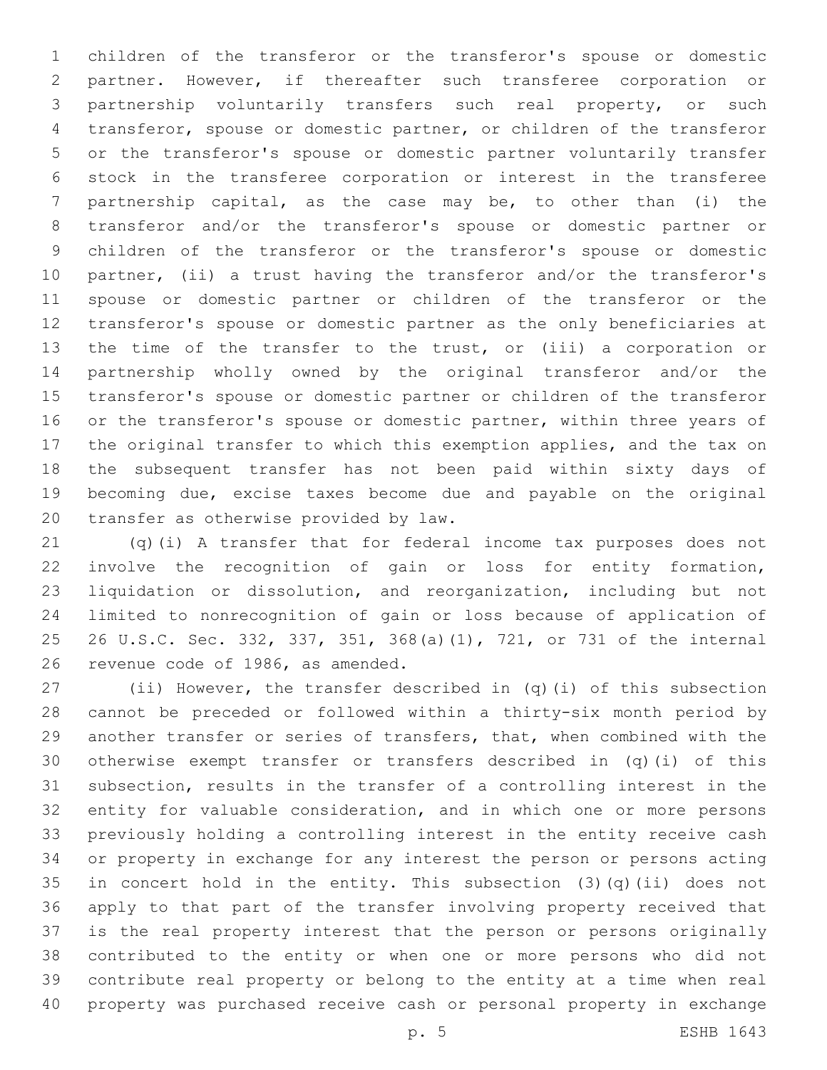children of the transferor or the transferor's spouse or domestic partner. However, if thereafter such transferee corporation or partnership voluntarily transfers such real property, or such transferor, spouse or domestic partner, or children of the transferor or the transferor's spouse or domestic partner voluntarily transfer stock in the transferee corporation or interest in the transferee partnership capital, as the case may be, to other than (i) the transferor and/or the transferor's spouse or domestic partner or children of the transferor or the transferor's spouse or domestic partner, (ii) a trust having the transferor and/or the transferor's spouse or domestic partner or children of the transferor or the transferor's spouse or domestic partner as the only beneficiaries at the time of the transfer to the trust, or (iii) a corporation or partnership wholly owned by the original transferor and/or the transferor's spouse or domestic partner or children of the transferor or the transferor's spouse or domestic partner, within three years of the original transfer to which this exemption applies, and the tax on the subsequent transfer has not been paid within sixty days of becoming due, excise taxes become due and payable on the original transfer as otherwise provided by law.

(q)(i) A transfer that for federal income tax purposes does not involve the recognition of gain or loss for entity formation, liquidation or dissolution, and reorganization, including but not limited to nonrecognition of gain or loss because of application of 26 U.S.C. Sec. 332, 337, 351, 368(a)(1), 721, or 731 of the internal revenue code of 1986, as amended.

(ii) However, the transfer described in (q)(i) of this subsection cannot be preceded or followed within a thirty-six month period by another transfer or series of transfers, that, when combined with the otherwise exempt transfer or transfers described in (q)(i) of this subsection, results in the transfer of a controlling interest in the entity for valuable consideration, and in which one or more persons previously holding a controlling interest in the entity receive cash or property in exchange for any interest the person or persons acting in concert hold in the entity. This subsection (3)(q)(ii) does not apply to that part of the transfer involving property received that is the real property interest that the person or persons originally contributed to the entity or when one or more persons who did not contribute real property or belong to the entity at a time when real property was purchased receive cash or personal property in exchange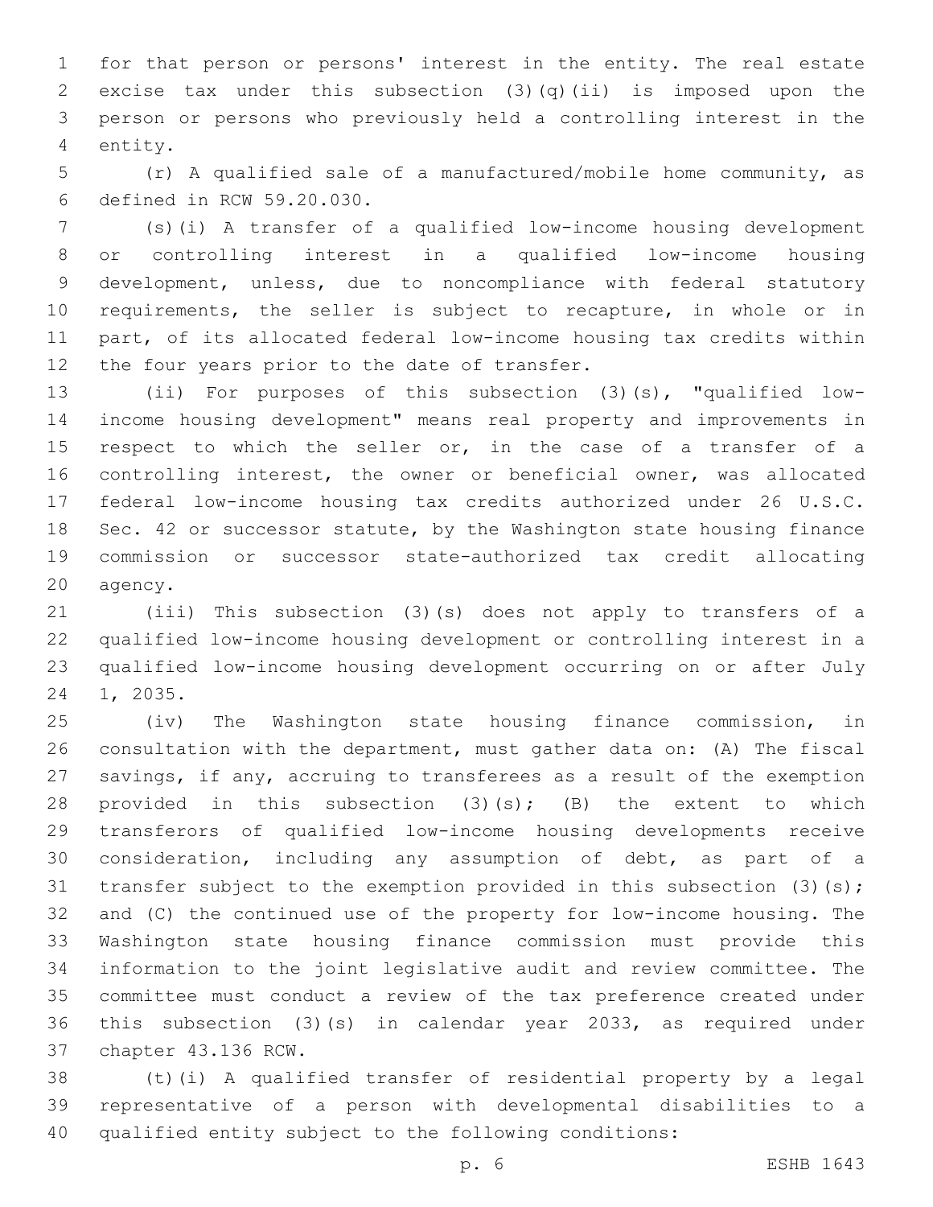for that person or persons' interest in the entity. The real estate excise tax under this subsection (3)(q)(ii) is imposed upon the person or persons who previously held a controlling interest in the entity.

(r) A qualified sale of a manufactured/mobile home community, as defined in RCW 59.20.030.

(s)(i) A transfer of a qualified low-income housing development or controlling interest in a qualified low-income housing development, unless, due to noncompliance with federal statutory requirements, the seller is subject to recapture, in whole or in part, of its allocated federal low-income housing tax credits within the four years prior to the date of transfer.

(ii) For purposes of this subsection (3)(s), "qualified low-income housing development" means real property and improvements in respect to which the seller or, in the case of a transfer of a controlling interest, the owner or beneficial owner, was allocated federal low-income housing tax credits authorized under 26 U.S.C. Sec. 42 or successor statute, by the Washington state housing finance commission or successor state-authorized tax credit allocating agency.

(iii) This subsection (3)(s) does not apply to transfers of a qualified low-income housing development or controlling interest in a qualified low-income housing development occurring on or after July 1, 2035.

(iv) The Washington state housing finance commission, in consultation with the department, must gather data on: (A) The fiscal savings, if any, accruing to transferees as a result of the exemption provided in this subsection (3)(s); (B) the extent to which transferors of qualified low-income housing developments receive consideration, including any assumption of debt, as part of a transfer subject to the exemption provided in this subsection (3)(s); and (C) the continued use of the property for low-income housing. The Washington state housing finance commission must provide this information to the joint legislative audit and review committee. The committee must conduct a review of the tax preference created under this subsection (3)(s) in calendar year 2033, as required under chapter 43.136 RCW.

(t)(i) A qualified transfer of residential property by a legal representative of a person with developmental disabilities to a qualified entity subject to the following conditions: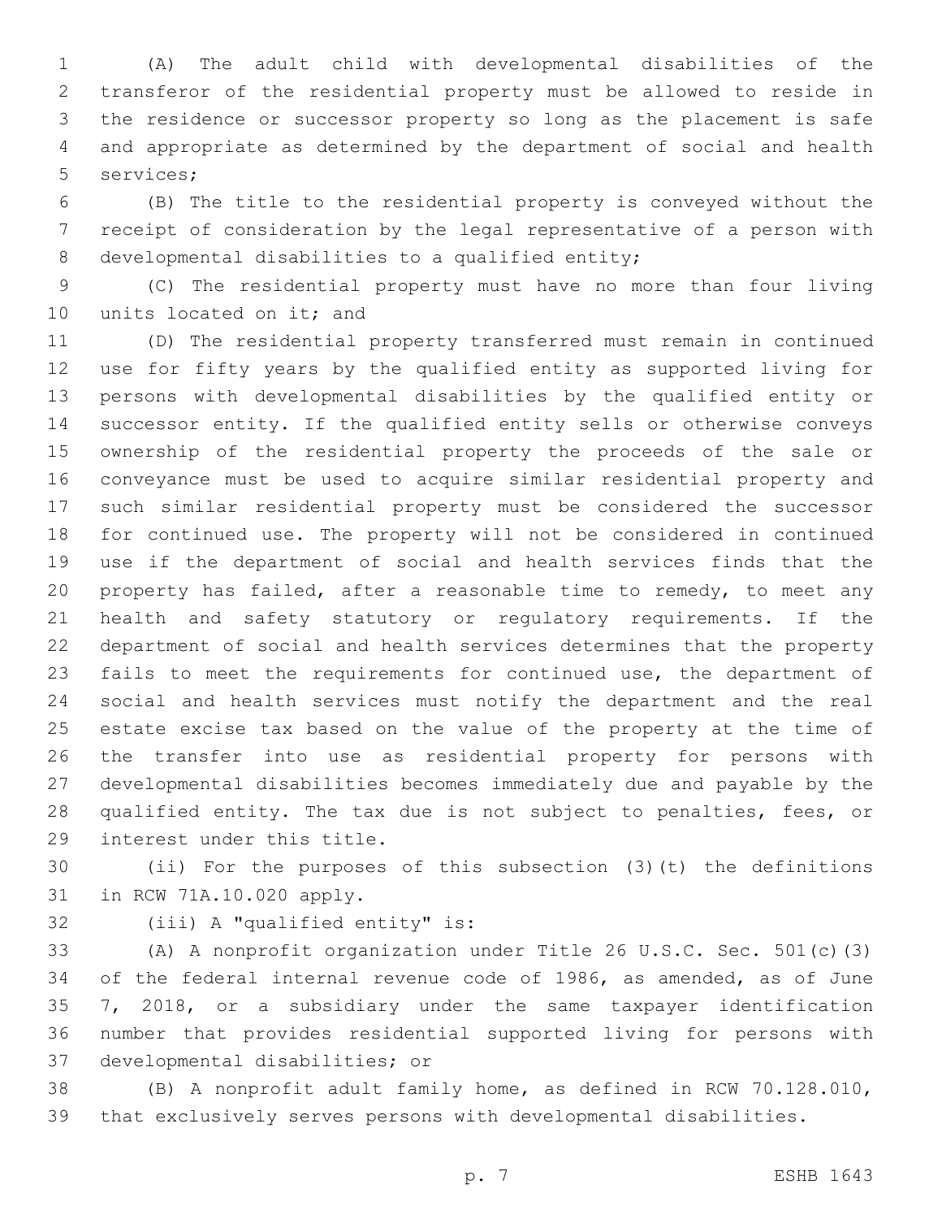(A) The adult child with developmental disabilities of the transferor of the residential property must be allowed to reside in the residence or successor property so long as the placement is safe and appropriate as determined by the department of social and health services;

(B) The title to the residential property is conveyed without the receipt of consideration by the legal representative of a person with developmental disabilities to a qualified entity;

(C) The residential property must have no more than four living units located on it; and

(D) The residential property transferred must remain in continued use for fifty years by the qualified entity as supported living for persons with developmental disabilities by the qualified entity or successor entity. If the qualified entity sells or otherwise conveys ownership of the residential property the proceeds of the sale or conveyance must be used to acquire similar residential property and such similar residential property must be considered the successor for continued use. The property will not be considered in continued use if the department of social and health services finds that the property has failed, after a reasonable time to remedy, to meet any health and safety statutory or regulatory requirements. If the department of social and health services determines that the property fails to meet the requirements for continued use, the department of social and health services must notify the department and the real estate excise tax based on the value of the property at the time of the transfer into use as residential property for persons with developmental disabilities becomes immediately due and payable by the qualified entity. The tax due is not subject to penalties, fees, or interest under this title.

(ii) For the purposes of this subsection (3)(t) the definitions in RCW 71A.10.020 apply.

(iii) A "qualified entity" is:

(A) A nonprofit organization under Title 26 U.S.C. Sec. 501(c)(3) of the federal internal revenue code of 1986, as amended, as of June 7, 2018, or a subsidiary under the same taxpayer identification number that provides residential supported living for persons with developmental disabilities; or

(B) A nonprofit adult family home, as defined in RCW 70.128.010, that exclusively serves persons with developmental disabilities.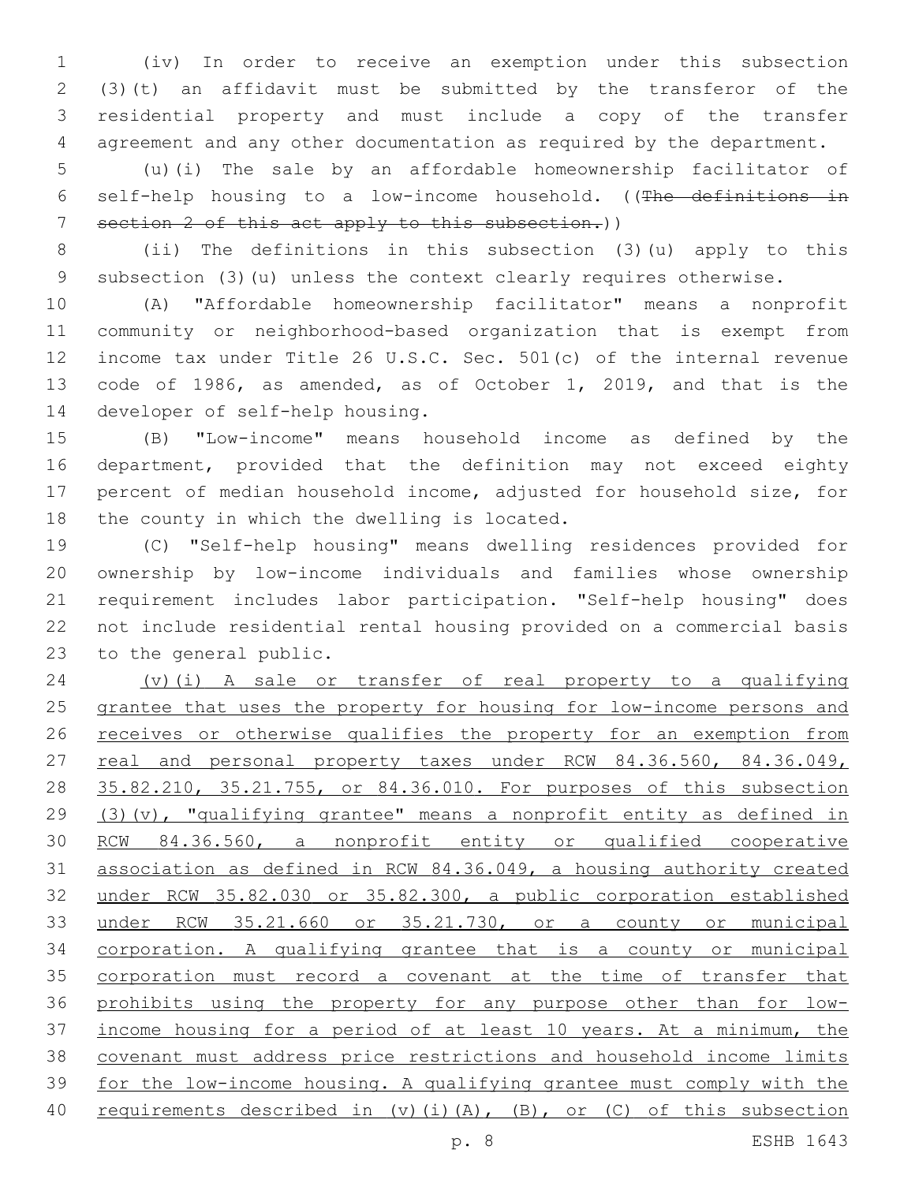(iv) In order to receive an exemption under this subsection (3)(t) an affidavit must be submitted by the transferor of the residential property and must include a copy of the transfer agreement and any other documentation as required by the department.

(u)(i) The sale by an affordable homeownership facilitator of self-help housing to a low-income household. ((~~The definitions in section 2 of this act apply to this subsection.~~))

(ii) The definitions in this subsection (3)(u) apply to this subsection (3)(u) unless the context clearly requires otherwise.

(A) "Affordable homeownership facilitator" means a nonprofit community or neighborhood-based organization that is exempt from income tax under Title 26 U.S.C. Sec. 501(c) of the internal revenue code of 1986, as amended, as of October 1, 2019, and that is the developer of self-help housing.

(B) "Low-income" means household income as defined by the department, provided that the definition may not exceed eighty percent of median household income, adjusted for household size, for the county in which the dwelling is located.

(C) "Self-help housing" means dwelling residences provided for ownership by low-income individuals and families whose ownership requirement includes labor participation. "Self-help housing" does not include residential rental housing provided on a commercial basis to the general public.

<u>(v)(i) A sale or transfer of real property to a qualifying grantee that uses the property for housing for low-income persons and receives or otherwise qualifies the property for an exemption from real and personal property taxes under RCW 84.36.560, 84.36.049, 35.82.210, 35.21.755, or 84.36.010. For purposes of this subsection (3)(v), "qualifying grantee" means a nonprofit entity as defined in RCW 84.36.560, a nonprofit entity or qualified cooperative association as defined in RCW 84.36.049, a housing authority created under RCW 35.82.030 or 35.82.300, a public corporation established under RCW 35.21.660 or 35.21.730, or a county or municipal corporation. A qualifying grantee that is a county or municipal corporation must record a covenant at the time of transfer that prohibits using the property for any purpose other than for low-income housing for a period of at least 10 years. At a minimum, the covenant must address price restrictions and household income limits for the low-income housing. A qualifying grantee must comply with the requirements described in (v)(i)(A), (B), or (C) of this subsection</u>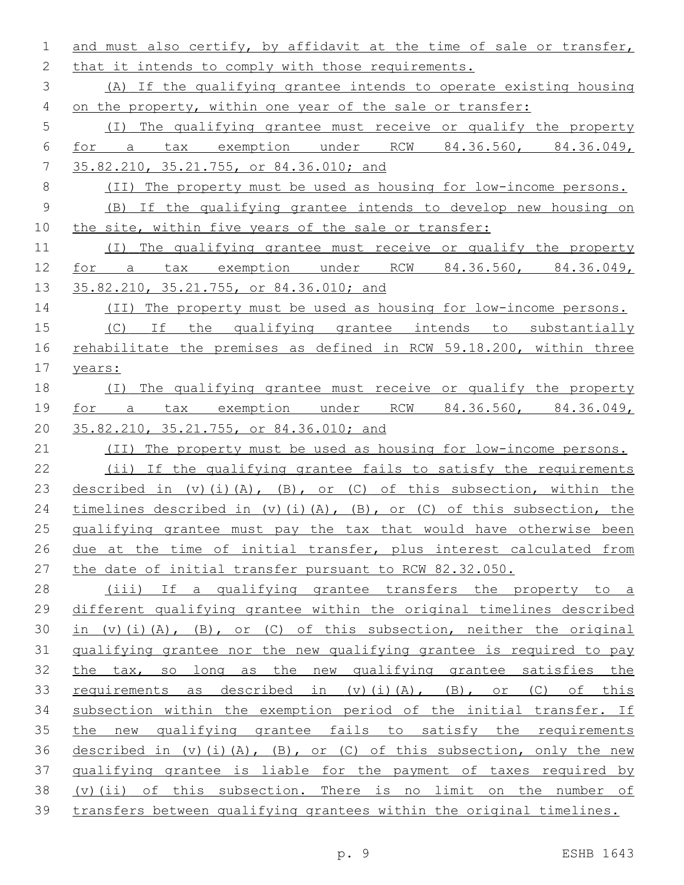and must also certify, by affidavit at the time of sale or transfer, that it intends to comply with those requirements.

(A) If the qualifying grantee intends to operate existing housing on the property, within one year of the sale or transfer:

(I) The qualifying grantee must receive or qualify the property for a tax exemption under RCW 84.36.560, 84.36.049, 35.82.210, 35.21.755, or 84.36.010; and

(II) The property must be used as housing for low-income persons.

(B) If the qualifying grantee intends to develop new housing on the site, within five years of the sale or transfer:

(I) The qualifying grantee must receive or qualify the property for a tax exemption under RCW 84.36.560, 84.36.049, 35.82.210, 35.21.755, or 84.36.010; and

(II) The property must be used as housing for low-income persons.

(C) If the qualifying grantee intends to substantially rehabilitate the premises as defined in RCW 59.18.200, within three years:

(I) The qualifying grantee must receive or qualify the property for a tax exemption under RCW 84.36.560, 84.36.049, 35.82.210, 35.21.755, or 84.36.010; and

(II) The property must be used as housing for low-income persons.

(ii) If the qualifying grantee fails to satisfy the requirements described in (v)(i)(A), (B), or (C) of this subsection, within the timelines described in (v)(i)(A), (B), or (C) of this subsection, the qualifying grantee must pay the tax that would have otherwise been due at the time of initial transfer, plus interest calculated from the date of initial transfer pursuant to RCW 82.32.050.

(iii) If a qualifying grantee transfers the property to a different qualifying grantee within the original timelines described in (v)(i)(A), (B), or (C) of this subsection, neither the original qualifying grantee nor the new qualifying grantee is required to pay the tax, so long as the new qualifying grantee satisfies the requirements as described in (v)(i)(A), (B), or (C) of this subsection within the exemption period of the initial transfer. If the new qualifying grantee fails to satisfy the requirements described in (v)(i)(A), (B), or (C) of this subsection, only the new qualifying grantee is liable for the payment of taxes required by (v)(ii) of this subsection. There is no limit on the number of transfers between qualifying grantees within the original timelines.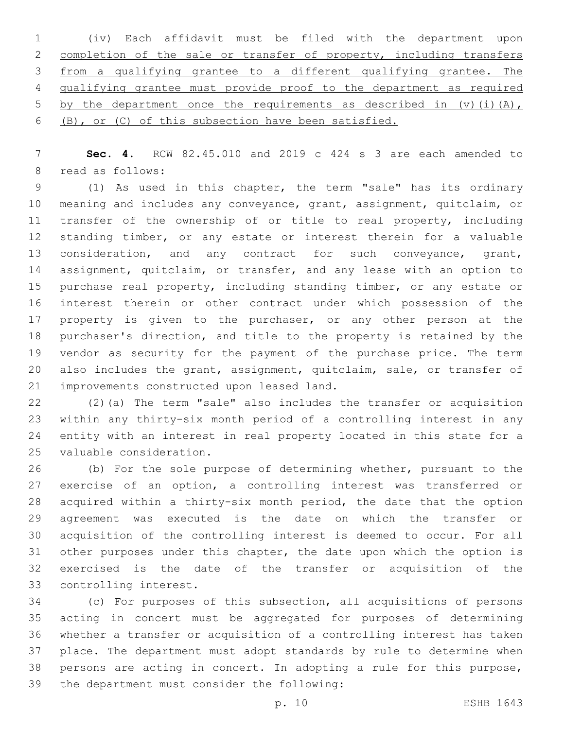(iv) Each affidavit must be filed with the department upon completion of the sale or transfer of property, including transfers from a qualifying grantee to a different qualifying grantee. The qualifying grantee must provide proof to the department as required by the department once the requirements as described in (v)(i)(A), (B), or (C) of this subsection have been satisfied.

**Sec. 4.** RCW 82.45.010 and 2019 c 424 s 3 are each amended to read as follows:

(1) As used in this chapter, the term "sale" has its ordinary meaning and includes any conveyance, grant, assignment, quitclaim, or transfer of the ownership of or title to real property, including standing timber, or any estate or interest therein for a valuable consideration, and any contract for such conveyance, grant, assignment, quitclaim, or transfer, and any lease with an option to purchase real property, including standing timber, or any estate or interest therein or other contract under which possession of the property is given to the purchaser, or any other person at the purchaser's direction, and title to the property is retained by the vendor as security for the payment of the purchase price. The term also includes the grant, assignment, quitclaim, sale, or transfer of improvements constructed upon leased land.

(2)(a) The term "sale" also includes the transfer or acquisition within any thirty-six month period of a controlling interest in any entity with an interest in real property located in this state for a valuable consideration.

(b) For the sole purpose of determining whether, pursuant to the exercise of an option, a controlling interest was transferred or acquired within a thirty-six month period, the date that the option agreement was executed is the date on which the transfer or acquisition of the controlling interest is deemed to occur. For all other purposes under this chapter, the date upon which the option is exercised is the date of the transfer or acquisition of the controlling interest.

(c) For purposes of this subsection, all acquisitions of persons acting in concert must be aggregated for purposes of determining whether a transfer or acquisition of a controlling interest has taken place. The department must adopt standards by rule to determine when persons are acting in concert. In adopting a rule for this purpose, the department must consider the following: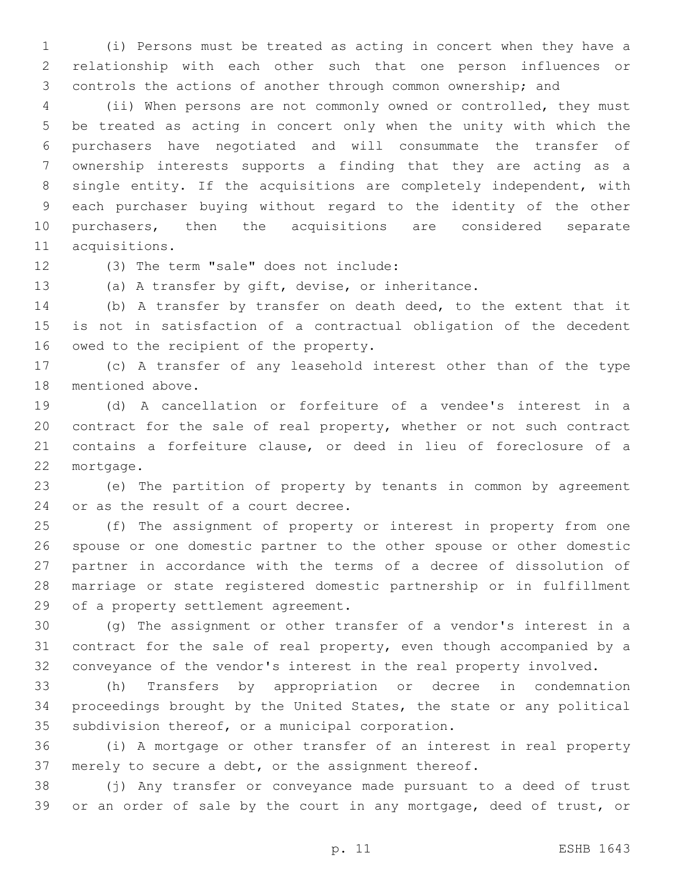(i) Persons must be treated as acting in concert when they have a relationship with each other such that one person influences or controls the actions of another through common ownership; and

(ii) When persons are not commonly owned or controlled, they must be treated as acting in concert only when the unity with which the purchasers have negotiated and will consummate the transfer of ownership interests supports a finding that they are acting as a single entity. If the acquisitions are completely independent, with each purchaser buying without regard to the identity of the other purchasers, then the acquisitions are considered separate acquisitions.

(3) The term "sale" does not include:

(a) A transfer by gift, devise, or inheritance.

(b) A transfer by transfer on death deed, to the extent that it is not in satisfaction of a contractual obligation of the decedent owed to the recipient of the property.

(c) A transfer of any leasehold interest other than of the type mentioned above.

(d) A cancellation or forfeiture of a vendee's interest in a contract for the sale of real property, whether or not such contract contains a forfeiture clause, or deed in lieu of foreclosure of a mortgage.

(e) The partition of property by tenants in common by agreement or as the result of a court decree.

(f) The assignment of property or interest in property from one spouse or one domestic partner to the other spouse or other domestic partner in accordance with the terms of a decree of dissolution of marriage or state registered domestic partnership or in fulfillment of a property settlement agreement.

(g) The assignment or other transfer of a vendor's interest in a contract for the sale of real property, even though accompanied by a conveyance of the vendor's interest in the real property involved.

(h) Transfers by appropriation or decree in condemnation proceedings brought by the United States, the state or any political subdivision thereof, or a municipal corporation.

(i) A mortgage or other transfer of an interest in real property merely to secure a debt, or the assignment thereof.

(j) Any transfer or conveyance made pursuant to a deed of trust or an order of sale by the court in any mortgage, deed of trust, or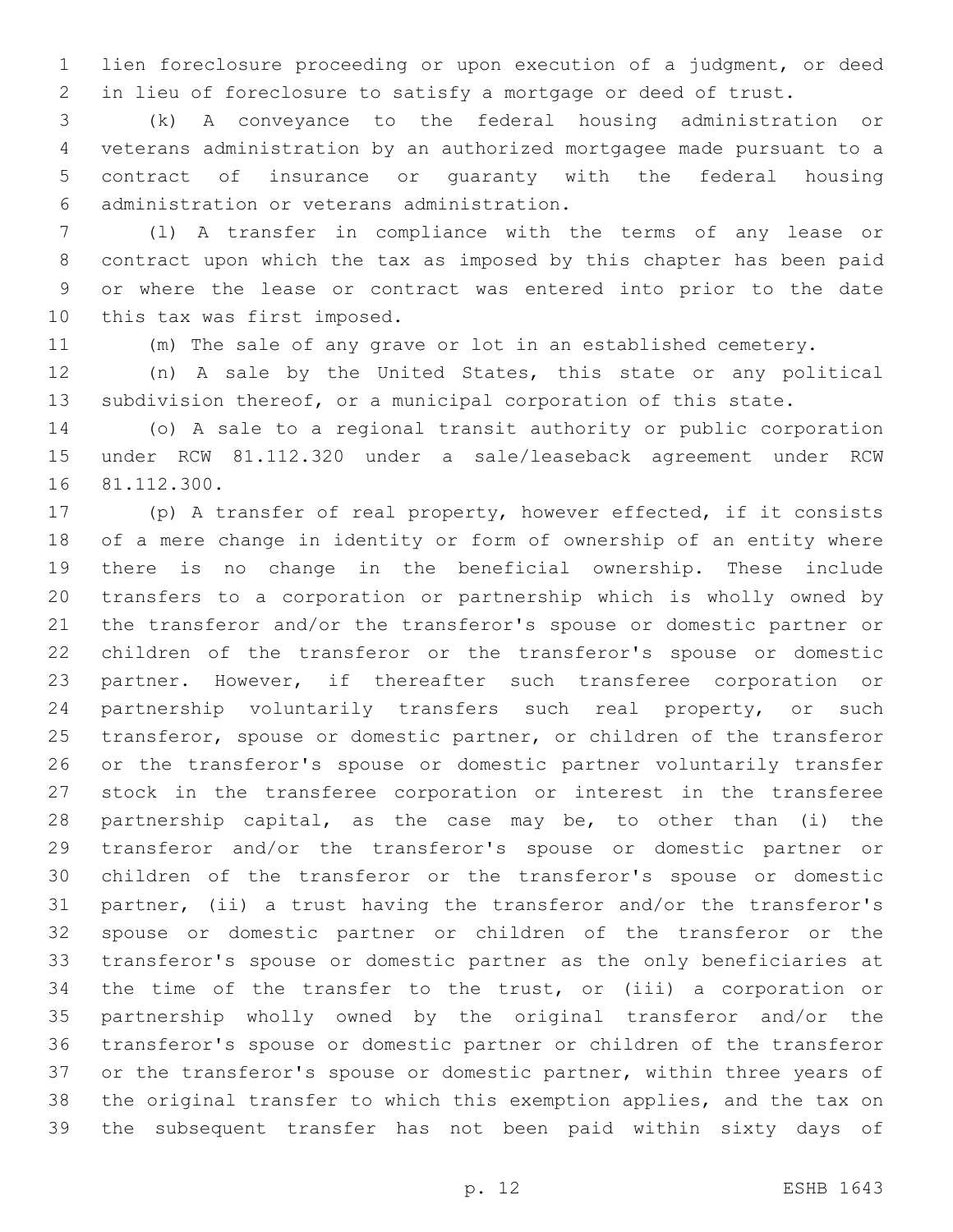lien foreclosure proceeding or upon execution of a judgment, or deed in lieu of foreclosure to satisfy a mortgage or deed of trust.

(k) A conveyance to the federal housing administration or veterans administration by an authorized mortgagee made pursuant to a contract of insurance or guaranty with the federal housing administration or veterans administration.

(l) A transfer in compliance with the terms of any lease or contract upon which the tax as imposed by this chapter has been paid or where the lease or contract was entered into prior to the date this tax was first imposed.

(m) The sale of any grave or lot in an established cemetery.

(n) A sale by the United States, this state or any political subdivision thereof, or a municipal corporation of this state.

(o) A sale to a regional transit authority or public corporation under RCW 81.112.320 under a sale/leaseback agreement under RCW 81.112.300.

(p) A transfer of real property, however effected, if it consists of a mere change in identity or form of ownership of an entity where there is no change in the beneficial ownership. These include transfers to a corporation or partnership which is wholly owned by the transferor and/or the transferor's spouse or domestic partner or children of the transferor or the transferor's spouse or domestic partner. However, if thereafter such transferee corporation or partnership voluntarily transfers such real property, or such transferor, spouse or domestic partner, or children of the transferor or the transferor's spouse or domestic partner voluntarily transfer stock in the transferee corporation or interest in the transferee partnership capital, as the case may be, to other than (i) the transferor and/or the transferor's spouse or domestic partner or children of the transferor or the transferor's spouse or domestic partner, (ii) a trust having the transferor and/or the transferor's spouse or domestic partner or children of the transferor or the transferor's spouse or domestic partner as the only beneficiaries at the time of the transfer to the trust, or (iii) a corporation or partnership wholly owned by the original transferor and/or the transferor's spouse or domestic partner or children of the transferor or the transferor's spouse or domestic partner, within three years of the original transfer to which this exemption applies, and the tax on the subsequent transfer has not been paid within sixty days of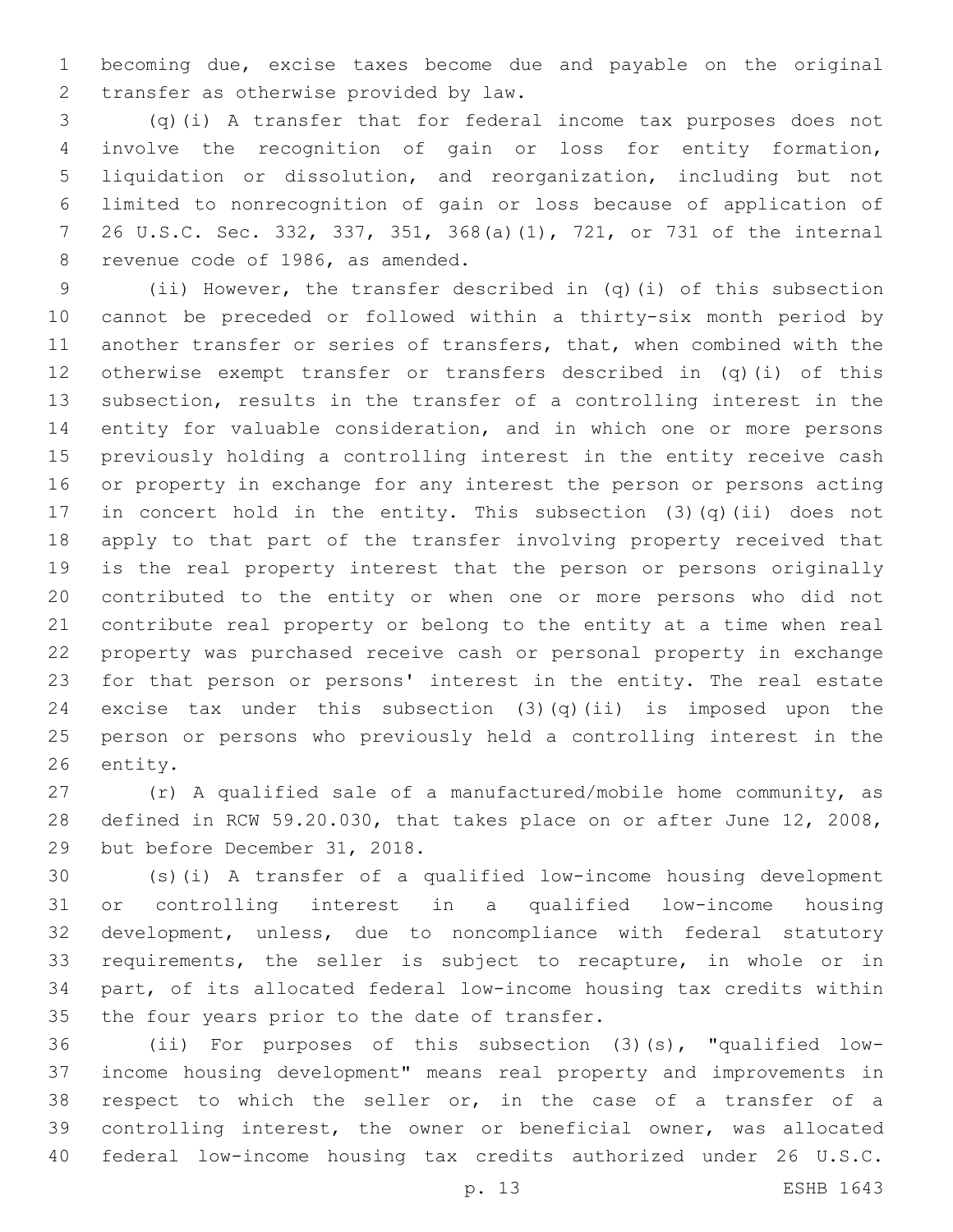becoming due, excise taxes become due and payable on the original transfer as otherwise provided by law.

(q)(i) A transfer that for federal income tax purposes does not involve the recognition of gain or loss for entity formation, liquidation or dissolution, and reorganization, including but not limited to nonrecognition of gain or loss because of application of 26 U.S.C. Sec. 332, 337, 351, 368(a)(1), 721, or 731 of the internal revenue code of 1986, as amended.

(ii) However, the transfer described in (q)(i) of this subsection cannot be preceded or followed within a thirty-six month period by another transfer or series of transfers, that, when combined with the otherwise exempt transfer or transfers described in (q)(i) of this subsection, results in the transfer of a controlling interest in the entity for valuable consideration, and in which one or more persons previously holding a controlling interest in the entity receive cash or property in exchange for any interest the person or persons acting in concert hold in the entity. This subsection (3)(q)(ii) does not apply to that part of the transfer involving property received that is the real property interest that the person or persons originally contributed to the entity or when one or more persons who did not contribute real property or belong to the entity at a time when real property was purchased receive cash or personal property in exchange for that person or persons' interest in the entity. The real estate excise tax under this subsection (3)(q)(ii) is imposed upon the person or persons who previously held a controlling interest in the entity.

(r) A qualified sale of a manufactured/mobile home community, as defined in RCW 59.20.030, that takes place on or after June 12, 2008, but before December 31, 2018.

(s)(i) A transfer of a qualified low-income housing development or controlling interest in a qualified low-income housing development, unless, due to noncompliance with federal statutory requirements, the seller is subject to recapture, in whole or in part, of its allocated federal low-income housing tax credits within the four years prior to the date of transfer.

(ii) For purposes of this subsection (3)(s), "qualified low-income housing development" means real property and improvements in respect to which the seller or, in the case of a transfer of a controlling interest, the owner or beneficial owner, was allocated federal low-income housing tax credits authorized under 26 U.S.C.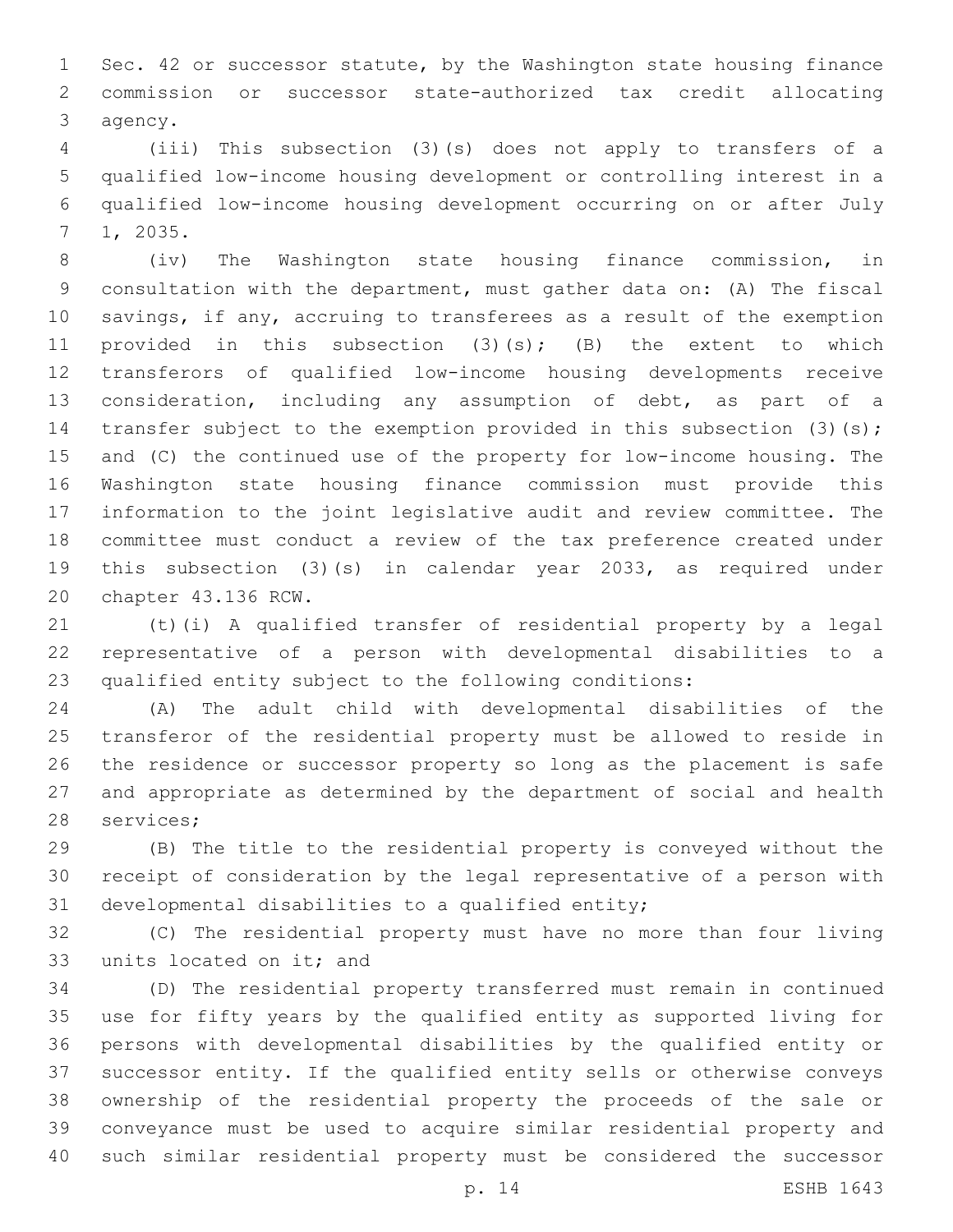Sec. 42 or successor statute, by the Washington state housing finance commission or successor state-authorized tax credit allocating agency.

(iii) This subsection (3)(s) does not apply to transfers of a qualified low-income housing development or controlling interest in a qualified low-income housing development occurring on or after July 1, 2035.

(iv) The Washington state housing finance commission, in consultation with the department, must gather data on: (A) The fiscal savings, if any, accruing to transferees as a result of the exemption provided in this subsection (3)(s); (B) the extent to which transferors of qualified low-income housing developments receive consideration, including any assumption of debt, as part of a transfer subject to the exemption provided in this subsection (3)(s); and (C) the continued use of the property for low-income housing. The Washington state housing finance commission must provide this information to the joint legislative audit and review committee. The committee must conduct a review of the tax preference created under this subsection (3)(s) in calendar year 2033, as required under chapter 43.136 RCW.

(t)(i) A qualified transfer of residential property by a legal representative of a person with developmental disabilities to a qualified entity subject to the following conditions:

(A) The adult child with developmental disabilities of the transferor of the residential property must be allowed to reside in the residence or successor property so long as the placement is safe and appropriate as determined by the department of social and health services;

(B) The title to the residential property is conveyed without the receipt of consideration by the legal representative of a person with developmental disabilities to a qualified entity;

(C) The residential property must have no more than four living units located on it; and

(D) The residential property transferred must remain in continued use for fifty years by the qualified entity as supported living for persons with developmental disabilities by the qualified entity or successor entity. If the qualified entity sells or otherwise conveys ownership of the residential property the proceeds of the sale or conveyance must be used to acquire similar residential property and such similar residential property must be considered the successor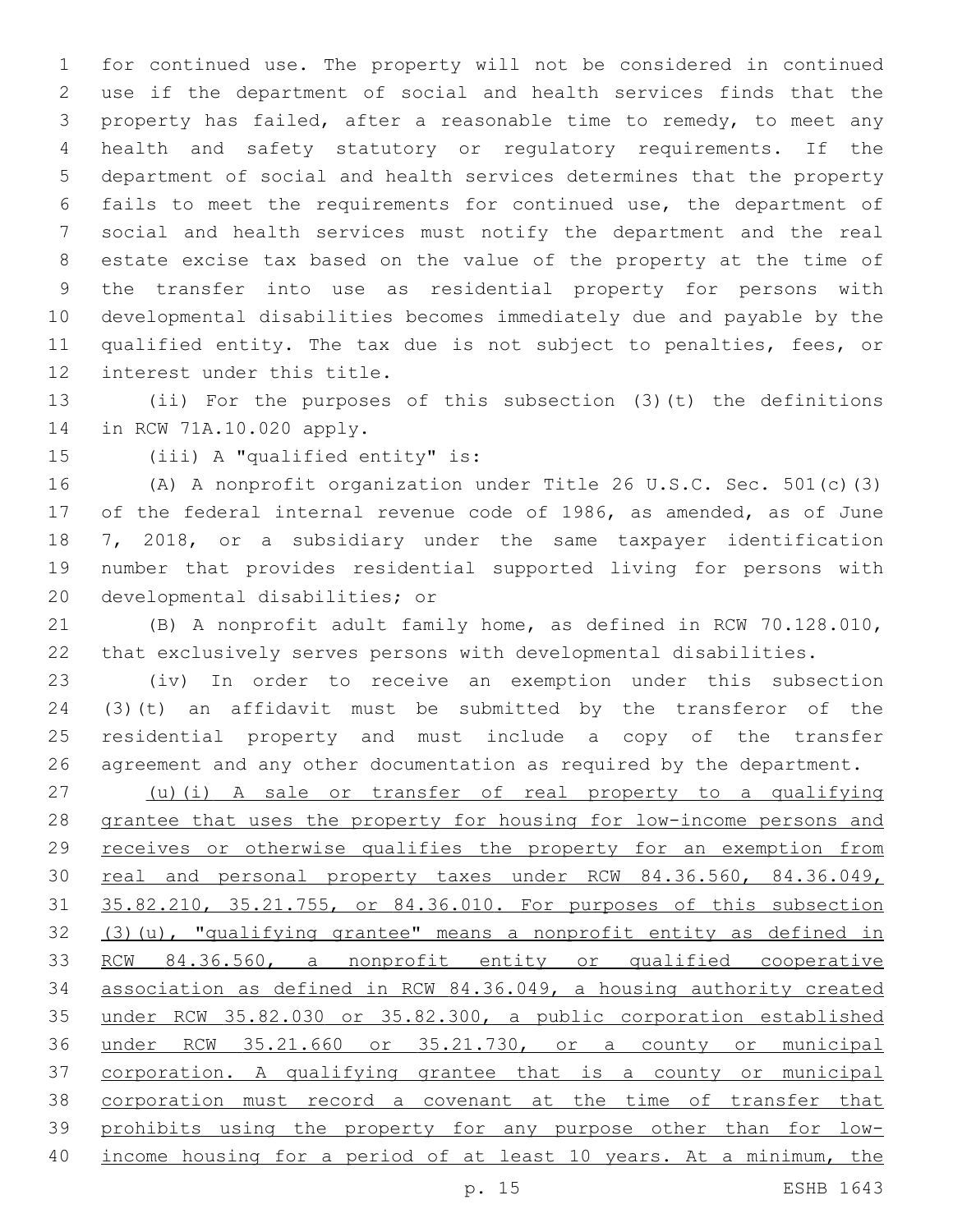for continued use. The property will not be considered in continued use if the department of social and health services finds that the property has failed, after a reasonable time to remedy, to meet any health and safety statutory or regulatory requirements. If the department of social and health services determines that the property fails to meet the requirements for continued use, the department of social and health services must notify the department and the real estate excise tax based on the value of the property at the time of the transfer into use as residential property for persons with developmental disabilities becomes immediately due and payable by the qualified entity. The tax due is not subject to penalties, fees, or interest under this title.

(ii) For the purposes of this subsection (3)(t) the definitions in RCW 71A.10.020 apply.

(iii) A "qualified entity" is:

(A) A nonprofit organization under Title 26 U.S.C. Sec. 501(c)(3) of the federal internal revenue code of 1986, as amended, as of June 7, 2018, or a subsidiary under the same taxpayer identification number that provides residential supported living for persons with developmental disabilities; or

(B) A nonprofit adult family home, as defined in RCW 70.128.010, that exclusively serves persons with developmental disabilities.

(iv) In order to receive an exemption under this subsection (3)(t) an affidavit must be submitted by the transferor of the residential property and must include a copy of the transfer agreement and any other documentation as required by the department.

<u>(u)(i) A sale or transfer of real property to a qualifying grantee that uses the property for housing for low-income persons and receives or otherwise qualifies the property for an exemption from real and personal property taxes under RCW 84.36.560, 84.36.049, 35.82.210, 35.21.755, or 84.36.010. For purposes of this subsection (3)(u), "qualifying grantee" means a nonprofit entity as defined in RCW 84.36.560, a nonprofit entity or qualified cooperative association as defined in RCW 84.36.049, a housing authority created under RCW 35.82.030 or 35.82.300, a public corporation established under RCW 35.21.660 or 35.21.730, or a county or municipal corporation. A qualifying grantee that is a county or municipal corporation must record a covenant at the time of transfer that prohibits using the property for any purpose other than for low-income housing for a period of at least 10 years. At a minimum, the</u>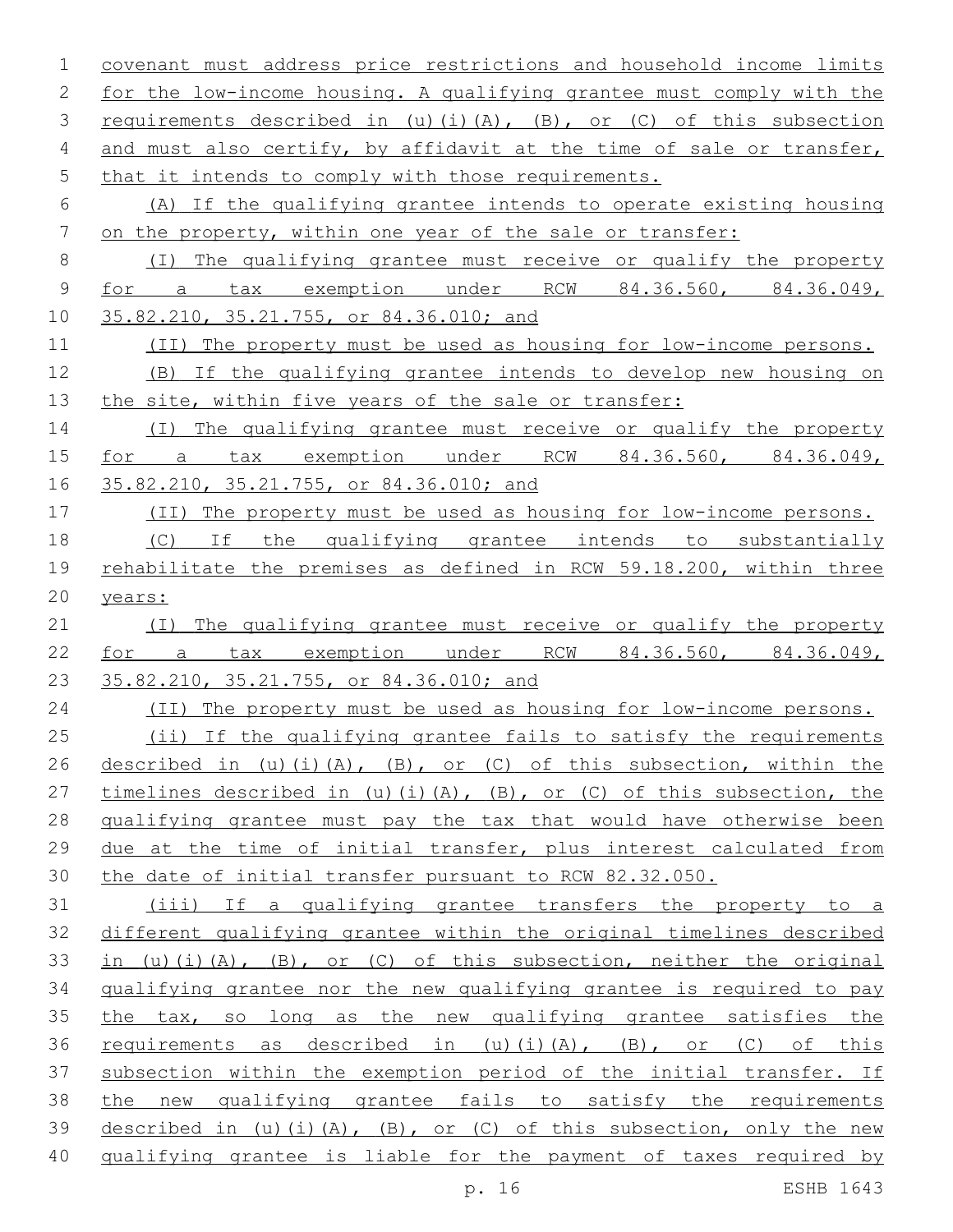covenant must address price restrictions and household income limits for the low-income housing. A qualifying grantee must comply with the requirements described in (u)(i)(A), (B), or (C) of this subsection and must also certify, by affidavit at the time of sale or transfer, that it intends to comply with those requirements.

(A) If the qualifying grantee intends to operate existing housing on the property, within one year of the sale or transfer:

(I) The qualifying grantee must receive or qualify the property for a tax exemption under RCW 84.36.560, 84.36.049, 35.82.210, 35.21.755, or 84.36.010; and

(II) The property must be used as housing for low-income persons.

(B) If the qualifying grantee intends to develop new housing on the site, within five years of the sale or transfer:

(I) The qualifying grantee must receive or qualify the property for a tax exemption under RCW 84.36.560, 84.36.049, 35.82.210, 35.21.755, or 84.36.010; and

(II) The property must be used as housing for low-income persons.

(C) If the qualifying grantee intends to substantially rehabilitate the premises as defined in RCW 59.18.200, within three years:

(I) The qualifying grantee must receive or qualify the property for a tax exemption under RCW 84.36.560, 84.36.049, 35.82.210, 35.21.755, or 84.36.010; and

(II) The property must be used as housing for low-income persons.

(ii) If the qualifying grantee fails to satisfy the requirements described in (u)(i)(A), (B), or (C) of this subsection, within the timelines described in (u)(i)(A), (B), or (C) of this subsection, the qualifying grantee must pay the tax that would have otherwise been due at the time of initial transfer, plus interest calculated from the date of initial transfer pursuant to RCW 82.32.050.

(iii) If a qualifying grantee transfers the property to a different qualifying grantee within the original timelines described in (u)(i)(A), (B), or (C) of this subsection, neither the original qualifying grantee nor the new qualifying grantee is required to pay the tax, so long as the new qualifying grantee satisfies the requirements as described in (u)(i)(A), (B), or (C) of this subsection within the exemption period of the initial transfer. If the new qualifying grantee fails to satisfy the requirements described in (u)(i)(A), (B), or (C) of this subsection, only the new qualifying grantee is liable for the payment of taxes required by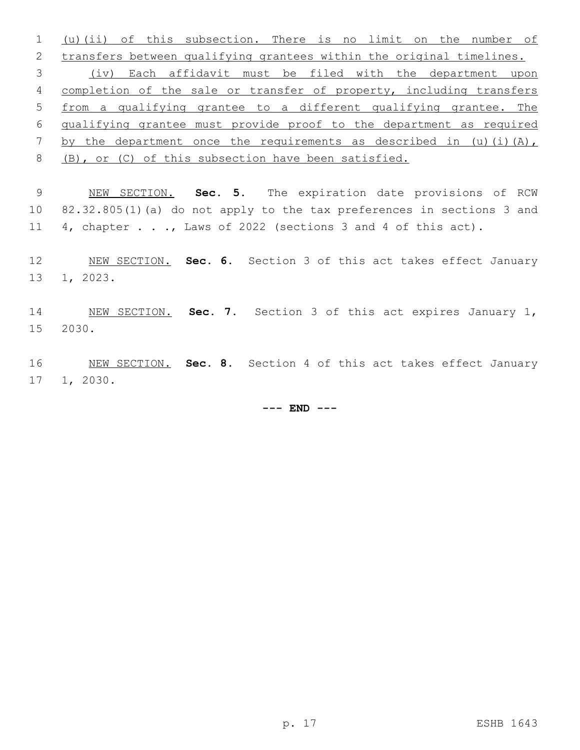(u)(ii) of this subsection. There is no limit on the number of transfers between qualifying grantees within the original timelines.

(iv) Each affidavit must be filed with the department upon completion of the sale or transfer of property, including transfers from a qualifying grantee to a different qualifying grantee. The qualifying grantee must provide proof to the department as required by the department once the requirements as described in (u)(i)(A), (B), or (C) of this subsection have been satisfied.

NEW SECTION. **Sec. 5.** The expiration date provisions of RCW 82.32.805(1)(a) do not apply to the tax preferences in sections 3 and 4, chapter . . ., Laws of 2022 (sections 3 and 4 of this act).

NEW SECTION. **Sec. 6.** Section 3 of this act takes effect January 1, 2023.

NEW SECTION. **Sec. 7.** Section 3 of this act expires January 1, 2030.

NEW SECTION. **Sec. 8.** Section 4 of this act takes effect January 1, 2030.

**--- END ---**